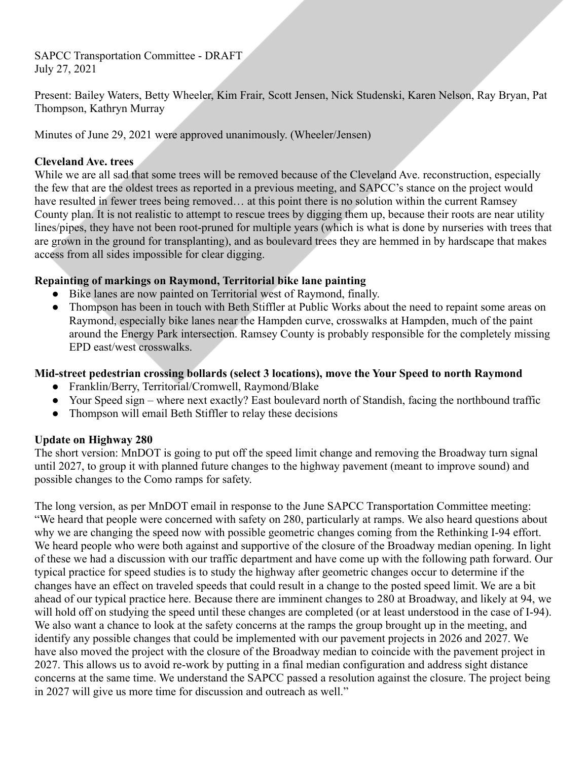SAPCC Transportation Committee - DRAFT
July 27, 2021

Present: Bailey Waters, Betty Wheeler, Kim Frair, Scott Jensen, Nick Studenski, Karen Nelson, Ray Bryan, Pat Thompson, Kathryn Murray

Minutes of June 29, 2021 were approved unanimously. (Wheeler/Jensen)

**Cleveland Ave. trees**

While we are all sad that some trees will be removed because of the Cleveland Ave. reconstruction, especially the few that are the oldest trees as reported in a previous meeting, and SAPCC's stance on the project would have resulted in fewer trees being removed… at this point there is no solution within the current Ramsey County plan. It is not realistic to attempt to rescue trees by digging them up, because their roots are near utility lines/pipes, they have not been root-pruned for multiple years (which is what is done by nurseries with trees that are grown in the ground for transplanting), and as boulevard trees they are hemmed in by hardscape that makes access from all sides impossible for clear digging.

**Repainting of markings on Raymond, Territorial bike lane painting**

- Bike lanes are now painted on Territorial west of Raymond, finally.
- Thompson has been in touch with Beth Stiffler at Public Works about the need to repaint some areas on Raymond, especially bike lanes near the Hampden curve, crosswalks at Hampden, much of the paint around the Energy Park intersection. Ramsey County is probably responsible for the completely missing EPD east/west crosswalks.

**Mid-street pedestrian crossing bollards (select 3 locations), move the Your Speed to north Raymond**

- Franklin/Berry, Territorial/Cromwell, Raymond/Blake
- Your Speed sign – where next exactly? East boulevard north of Standish, facing the northbound traffic
- Thompson will email Beth Stiffler to relay these decisions

**Update on Highway 280**

The short version: MnDOT is going to put off the speed limit change and removing the Broadway turn signal until 2027, to group it with planned future changes to the highway pavement (meant to improve sound) and possible changes to the Como ramps for safety.

The long version, as per MnDOT email in response to the June SAPCC Transportation Committee meeting: "We heard that people were concerned with safety on 280, particularly at ramps. We also heard questions about why we are changing the speed now with possible geometric changes coming from the Rethinking I-94 effort. We heard people who were both against and supportive of the closure of the Broadway median opening. In light of these we had a discussion with our traffic department and have come up with the following path forward. Our typical practice for speed studies is to study the highway after geometric changes occur to determine if the changes have an effect on traveled speeds that could result in a change to the posted speed limit. We are a bit ahead of our typical practice here. Because there are imminent changes to 280 at Broadway, and likely at 94, we will hold off on studying the speed until these changes are completed (or at least understood in the case of I-94). We also want a chance to look at the safety concerns at the ramps the group brought up in the meeting, and identify any possible changes that could be implemented with our pavement projects in 2026 and 2027. We have also moved the project with the closure of the Broadway median to coincide with the pavement project in 2027. This allows us to avoid re-work by putting in a final median configuration and address sight distance concerns at the same time. We understand the SAPCC passed a resolution against the closure. The project being in 2027 will give us more time for discussion and outreach as well."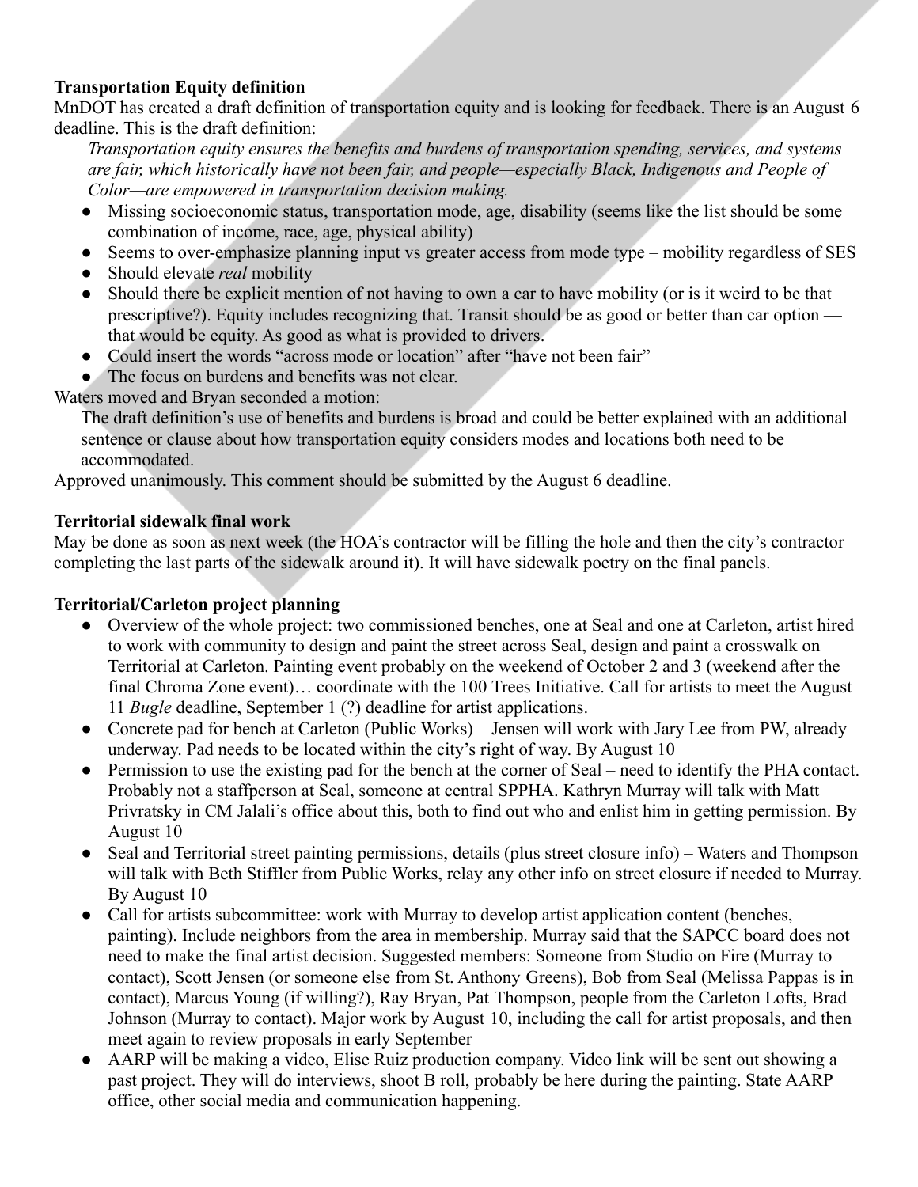**Transportation Equity definition**

MnDOT has created a draft definition of transportation equity and is looking for feedback. There is an August 6 deadline. This is the draft definition:

> *Transportation equity ensures the benefits and burdens of transportation spending, services, and systems are fair, which historically have not been fair, and people—especially Black, Indigenous and People of Color—are empowered in transportation decision making.*

- Missing socioeconomic status, transportation mode, age, disability (seems like the list should be some combination of income, race, age, physical ability)
- Seems to over-emphasize planning input vs greater access from mode type – mobility regardless of SES
- Should elevate *real* mobility
- Should there be explicit mention of not having to own a car to have mobility (or is it weird to be that prescriptive?). Equity includes recognizing that. Transit should be as good or better than car option — that would be equity. As good as what is provided to drivers.
- Could insert the words "across mode or location" after "have not been fair"
- The focus on burdens and benefits was not clear.

Waters moved and Bryan seconded a motion:

> The draft definition's use of benefits and burdens is broad and could be better explained with an additional sentence or clause about how transportation equity considers modes and locations both need to be accommodated.

Approved unanimously. This comment should be submitted by the August 6 deadline.

**Territorial sidewalk final work**

May be done as soon as next week (the HOA's contractor will be filling the hole and then the city's contractor completing the last parts of the sidewalk around it). It will have sidewalk poetry on the final panels.

**Territorial/Carleton project planning**

- Overview of the whole project: two commissioned benches, one at Seal and one at Carleton, artist hired to work with community to design and paint the street across Seal, design and paint a crosswalk on Territorial at Carleton. Painting event probably on the weekend of October 2 and 3 (weekend after the final Chroma Zone event)… coordinate with the 100 Trees Initiative. Call for artists to meet the August 11 *Bugle* deadline, September 1 (?) deadline for artist applications.
- Concrete pad for bench at Carleton (Public Works) – Jensen will work with Jary Lee from PW, already underway. Pad needs to be located within the city's right of way. By August 10
- Permission to use the existing pad for the bench at the corner of Seal – need to identify the PHA contact. Probably not a staffperson at Seal, someone at central SPPHA. Kathryn Murray will talk with Matt Privratsky in CM Jalali's office about this, both to find out who and enlist him in getting permission. By August 10
- Seal and Territorial street painting permissions, details (plus street closure info) – Waters and Thompson will talk with Beth Stiffler from Public Works, relay any other info on street closure if needed to Murray. By August 10
- Call for artists subcommittee: work with Murray to develop artist application content (benches, painting). Include neighbors from the area in membership. Murray said that the SAPCC board does not need to make the final artist decision. Suggested members: Someone from Studio on Fire (Murray to contact), Scott Jensen (or someone else from St. Anthony Greens), Bob from Seal (Melissa Pappas is in contact), Marcus Young (if willing?), Ray Bryan, Pat Thompson, people from the Carleton Lofts, Brad Johnson (Murray to contact). Major work by August 10, including the call for artist proposals, and then meet again to review proposals in early September
- AARP will be making a video, Elise Ruiz production company. Video link will be sent out showing a past project. They will do interviews, shoot B roll, probably be here during the painting. State AARP office, other social media and communication happening.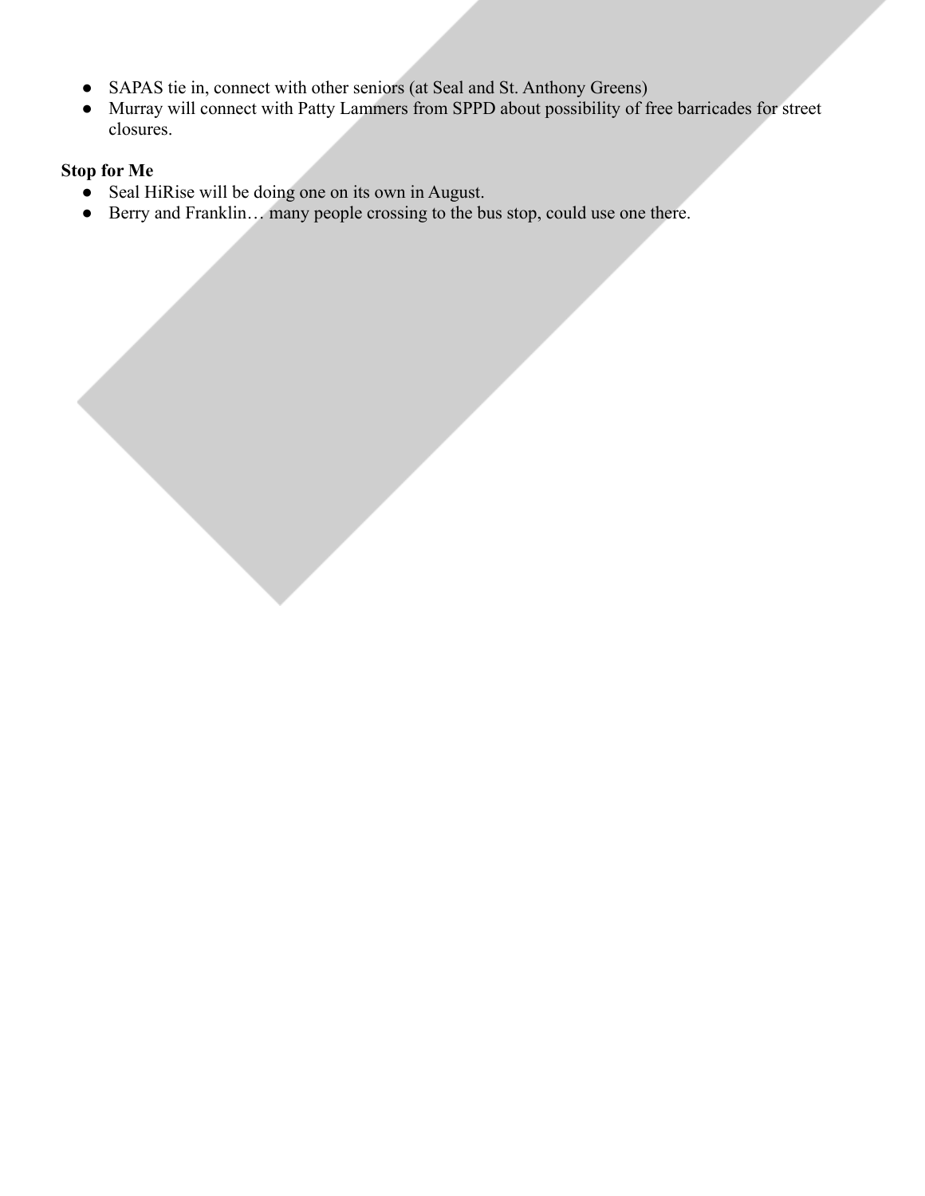- SAPAS tie in, connect with other seniors (at Seal and St. Anthony Greens)
- Murray will connect with Patty Lammers from SPPD about possibility of free barricades for street closures.

**Stop for Me**

- Seal HiRise will be doing one on its own in August.
- Berry and Franklin… many people crossing to the bus stop, could use one there.